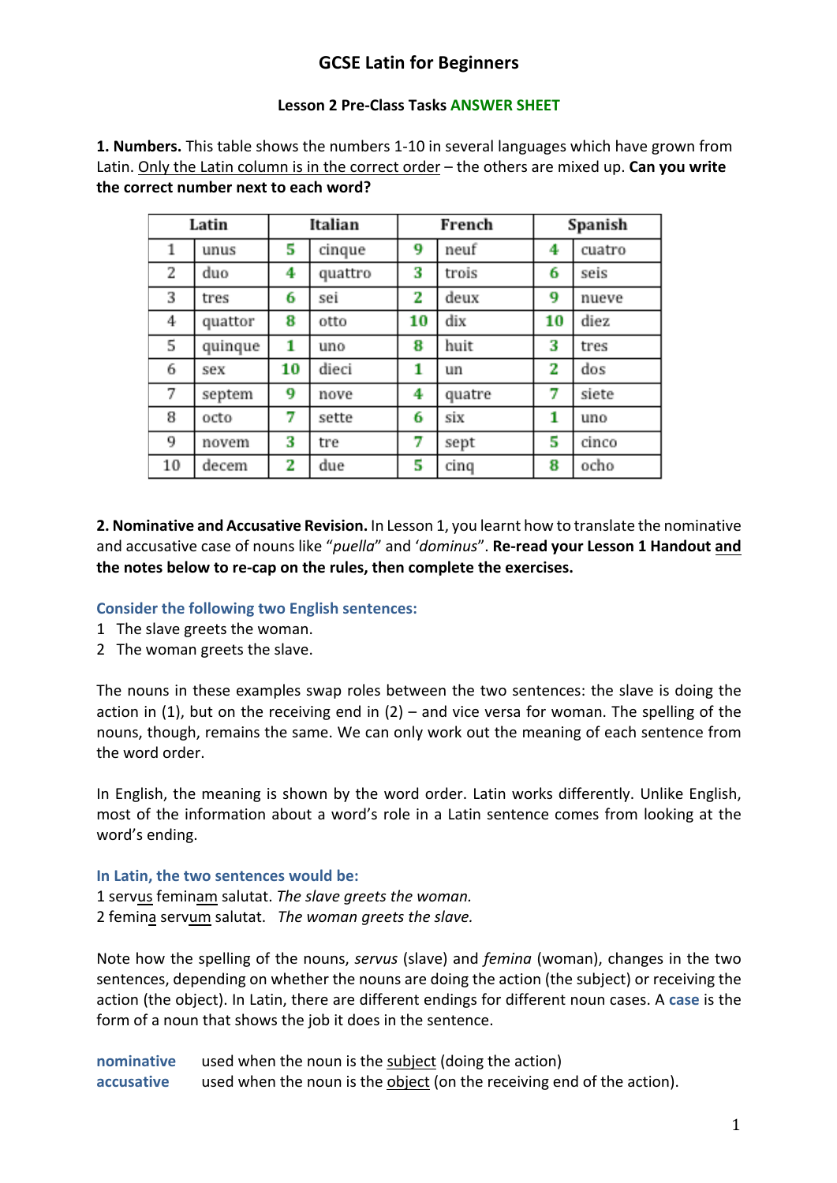# GCSE Latin for Beginners

**Lesson 2 Pre-Class Tasks ANSWER SHEET**

**1. Numbers.** This table shows the numbers 1-10 in several languages which have grown from Latin. Only the Latin column is in the correct order – the others are mixed up. **Can you write the correct number next to each word?**

| Latin | | Italian | | French | | Spanish | |
|---|---|---|---|---|---|---|---|
| 1 | unus | 5 | cinque | 9 | neuf | 4 | cuatro |
| 2 | duo | 4 | quattro | 3 | trois | 6 | seis |
| 3 | tres | 6 | sei | 2 | deux | 9 | nueve |
| 4 | quattor | 8 | otto | 10 | dix | 10 | diez |
| 5 | quinque | 1 | uno | 8 | huit | 3 | tres |
| 6 | sex | 10 | dieci | 1 | un | 2 | dos |
| 7 | septem | 9 | nove | 4 | quatre | 7 | siete |
| 8 | octo | 7 | sette | 6 | six | 1 | uno |
| 9 | novem | 3 | tre | 7 | sept | 5 | cinco |
| 10 | decem | 2 | due | 5 | cinq | 8 | ocho |

**2. Nominative and Accusative Revision.** In Lesson 1, you learnt how to translate the nominative and accusative case of nouns like "*puella*" and '*dominus*". **Re-read your Lesson 1 Handout and the notes below to re-cap on the rules, then complete the exercises.**

**Consider the following two English sentences:**

1 The slave greets the woman.
2 The woman greets the slave.

The nouns in these examples swap roles between the two sentences: the slave is doing the action in (1), but on the receiving end in (2) – and vice versa for woman. The spelling of the nouns, though, remains the same. We can only work out the meaning of each sentence from the word order.

In English, the meaning is shown by the word order. Latin works differently. Unlike English, most of the information about a word's role in a Latin sentence comes from looking at the word's ending.

**In Latin, the two sentences would be:**

1 serv<u>us</u> femin<u>am</u> salutat. *The slave greets the woman.*
2 femin<u>a</u> serv<u>um</u> salutat. *The woman greets the slave.*

Note how the spelling of the nouns, *servus* (slave) and *femina* (woman), changes in the two sentences, depending on whether the nouns are doing the action (the subject) or receiving the action (the object). In Latin, there are different endings for different noun cases. A **case** is the form of a noun that shows the job it does in the sentence.

**nominative** used when the noun is the subject (doing the action)
**accusative** used when the noun is the object (on the receiving end of the action).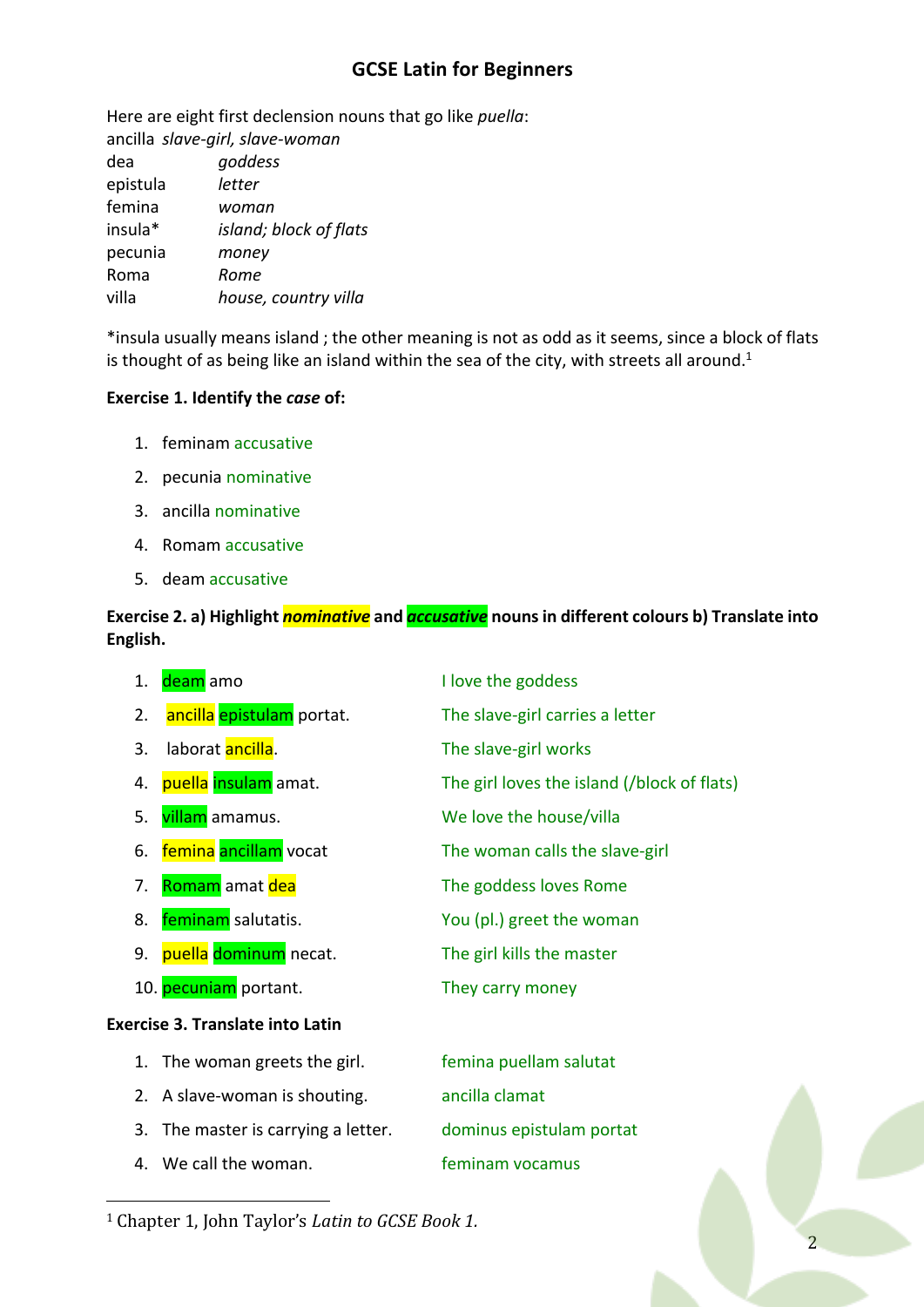## GCSE Latin for Beginners

Here are eight first declension nouns that go like *puella*:

| | |
|---|---|
| ancilla | *slave-girl, slave-woman* |
| dea | *goddess* |
| epistula | *letter* |
| femina | *woman* |
| insula* | *island; block of flats* |
| pecunia | *money* |
| Roma | *Rome* |
| villa | *house, country villa* |

*insula usually means island ; the other meaning is not as odd as it seems, since a block of flats is thought of as being like an island within the sea of the city, with streets all around.[1]

**Exercise 1. Identify the *case* of:**

1. feminam accusative
2. pecunia nominative
3. ancilla nominative
4. Romam accusative
5. deam accusative

**Exercise 2. a) Highlight *nominative* and *accusative* nouns in different colours b) Translate into English.**

1. deam amo — I love the goddess
2. ancilla epistulam portat. — The slave-girl carries a letter
3. laborat ancilla. — The slave-girl works
4. puella insulam amat. — The girl loves the island (/block of flats)
5. villam amamus. — We love the house/villa
6. femina ancillam vocat — The woman calls the slave-girl
7. Romam amat dea — The goddess loves Rome
8. feminam salutatis. — You (pl.) greet the woman
9. puella dominum necat. — The girl kills the master
10. pecuniam portant. — They carry money

**Exercise 3. Translate into Latin**

1. The woman greets the girl. — femina puellam salutat
2. A slave-woman is shouting. — ancilla clamat
3. The master is carrying a letter. — dominus epistulam portat
4. We call the woman. — feminam vocamus

[1] Chapter 1, John Taylor's *Latin to GCSE Book 1.*